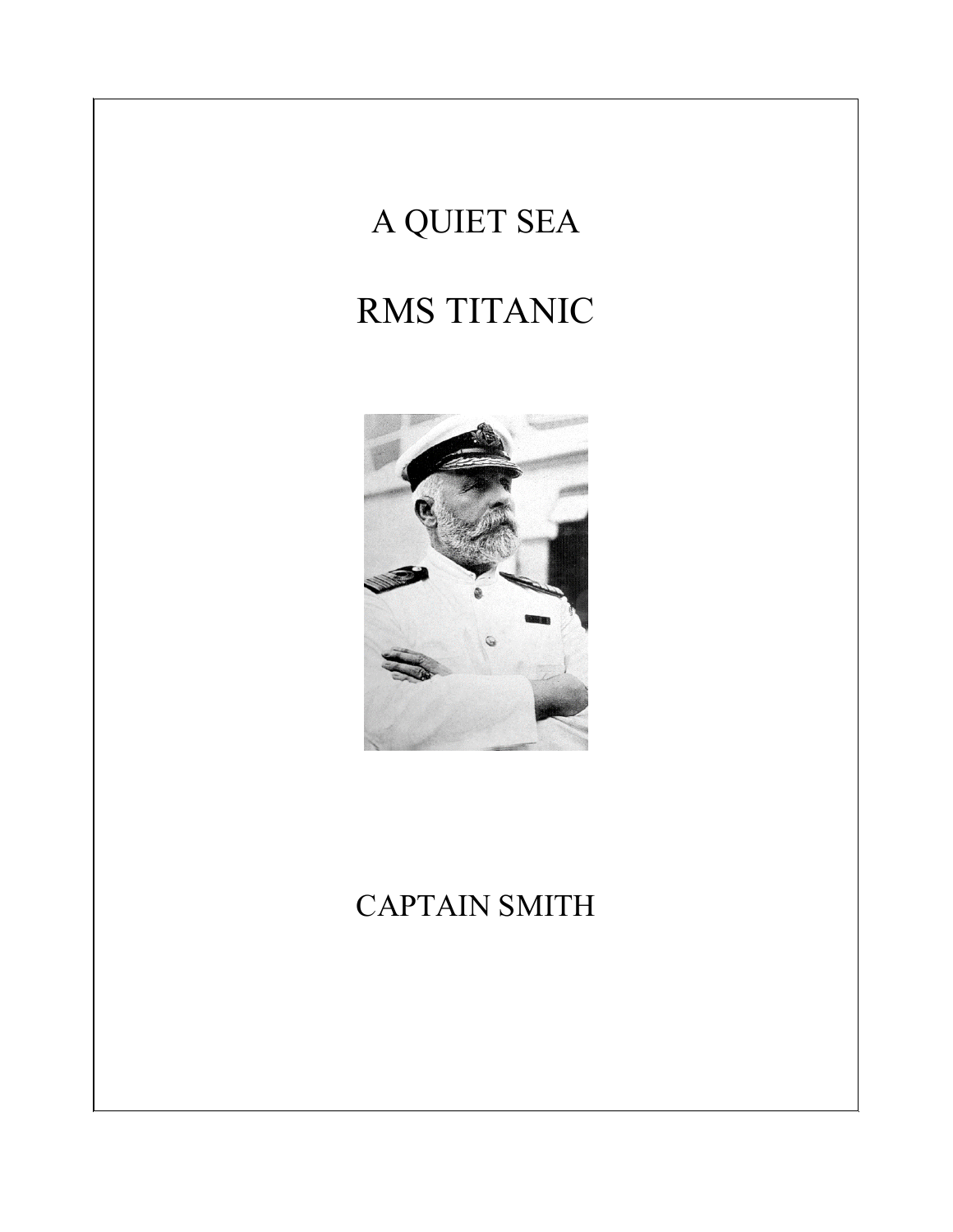# A QUIET SEA

# RMS TITANIC

CAPTAIN SMITH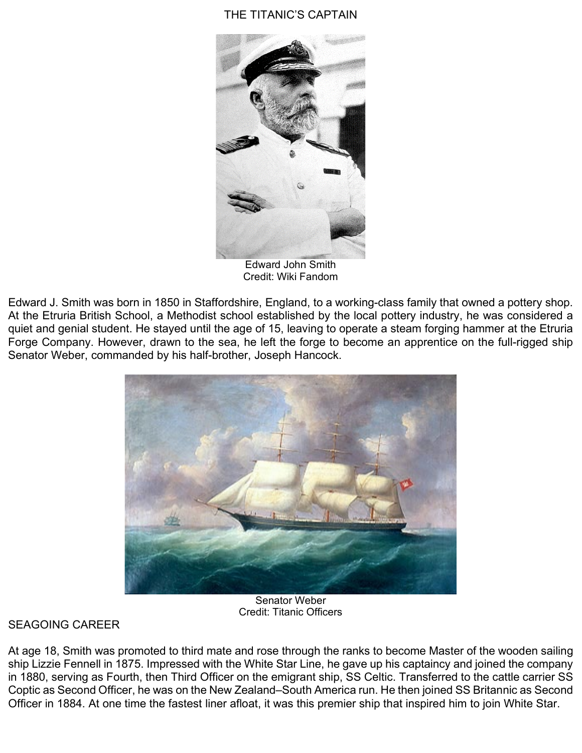# THE TITANIC'S CAPTAIN

Edward John Smith
Credit: Wiki Fandom

Edward J. Smith was born in 1850 in Staffordshire, England, to a working-class family that owned a pottery shop. At the Etruria British School, a Methodist school established by the local pottery industry, he was considered a quiet and genial student. He stayed until the age of 15, leaving to operate a steam forging hammer at the Etruria Forge Company. However, drawn to the sea, he left the forge to become an apprentice on the full-rigged ship Senator Weber, commanded by his half-brother, Joseph Hancock.

Senator Weber
Credit: Titanic Officers

## SEAGOING CAREER

At age 18, Smith was promoted to third mate and rose through the ranks to become Master of the wooden sailing ship Lizzie Fennell in 1875. Impressed with the White Star Line, he gave up his captaincy and joined the company in 1880, serving as Fourth, then Third Officer on the emigrant ship, SS Celtic. Transferred to the cattle carrier SS Coptic as Second Officer, he was on the New Zealand–South America run. He then joined SS Britannic as Second Officer in 1884. At one time the fastest liner afloat, it was this premier ship that inspired him to join White Star.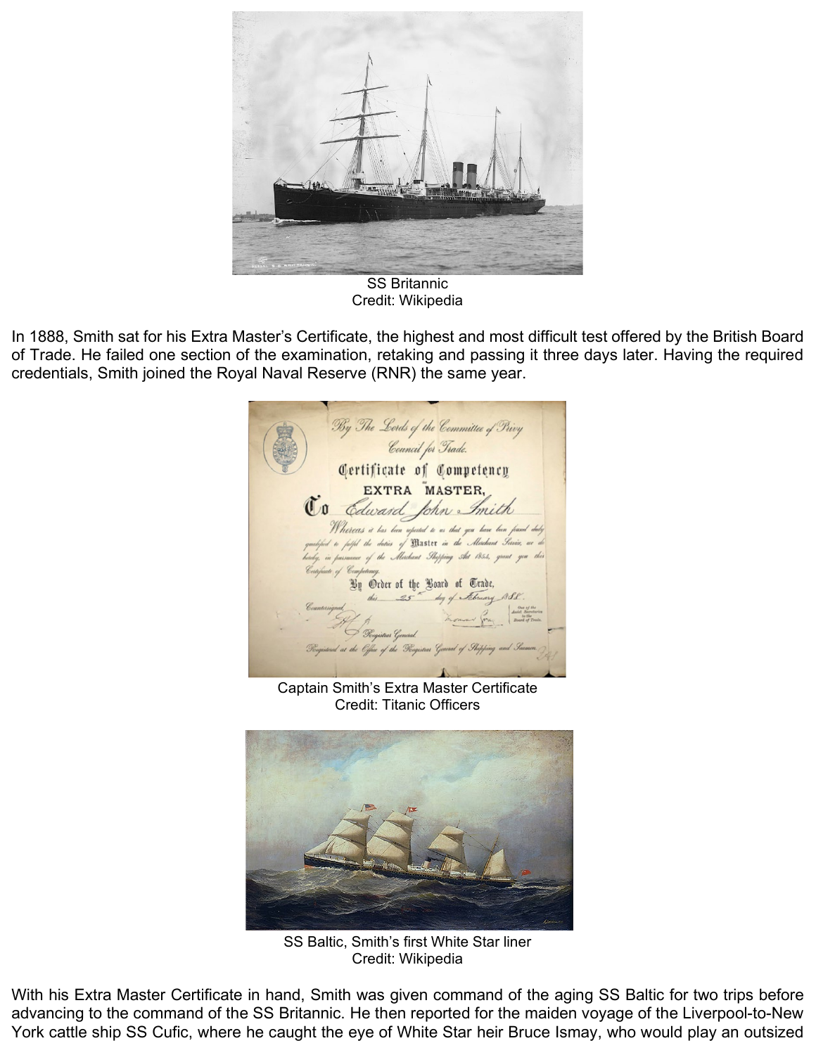SS Britannic
Credit: Wikipedia

In 1888, Smith sat for his Extra Master's Certificate, the highest and most difficult test offered by the British Board of Trade. He failed one section of the examination, retaking and passing it three days later. Having the required credentials, Smith joined the Royal Naval Reserve (RNR) the same year.

Captain Smith's Extra Master Certificate
Credit: Titanic Officers

SS Baltic, Smith's first White Star liner
Credit: Wikipedia

With his Extra Master Certificate in hand, Smith was given command of the aging SS Baltic for two trips before advancing to the command of the SS Britannic. He then reported for the maiden voyage of the Liverpool-to-New York cattle ship SS Cufic, where he caught the eye of White Star heir Bruce Ismay, who would play an outsized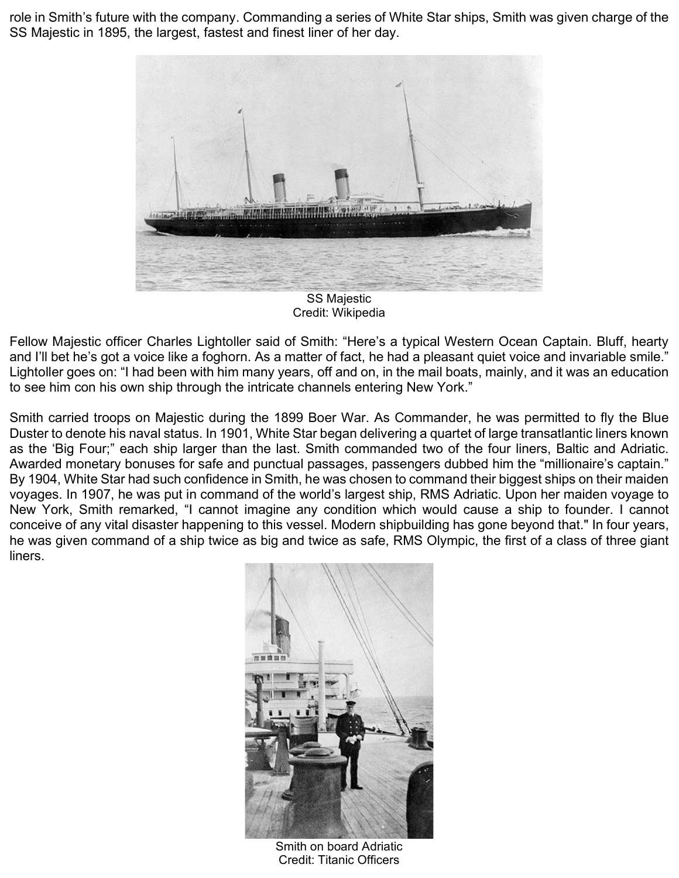role in Smith's future with the company. Commanding a series of White Star ships, Smith was given charge of the SS Majestic in 1895, the largest, fastest and finest liner of her day.

SS Majestic
Credit: Wikipedia

Fellow Majestic officer Charles Lightoller said of Smith: "Here's a typical Western Ocean Captain. Bluff, hearty and I'll bet he's got a voice like a foghorn. As a matter of fact, he had a pleasant quiet voice and invariable smile." Lightoller goes on: "I had been with him many years, off and on, in the mail boats, mainly, and it was an education to see him con his own ship through the intricate channels entering New York."

Smith carried troops on Majestic during the 1899 Boer War. As Commander, he was permitted to fly the Blue Duster to denote his naval status. In 1901, White Star began delivering a quartet of large transatlantic liners known as the 'Big Four;" each ship larger than the last. Smith commanded two of the four liners, Baltic and Adriatic. Awarded monetary bonuses for safe and punctual passages, passengers dubbed him the "millionaire's captain." By 1904, White Star had such confidence in Smith, he was chosen to command their biggest ships on their maiden voyages. In 1907, he was put in command of the world's largest ship, RMS Adriatic. Upon her maiden voyage to New York, Smith remarked, "I cannot imagine any condition which would cause a ship to founder. I cannot conceive of any vital disaster happening to this vessel. Modern shipbuilding has gone beyond that." In four years, he was given command of a ship twice as big and twice as safe, RMS Olympic, the first of a class of three giant liners.

Smith on board Adriatic
Credit: Titanic Officers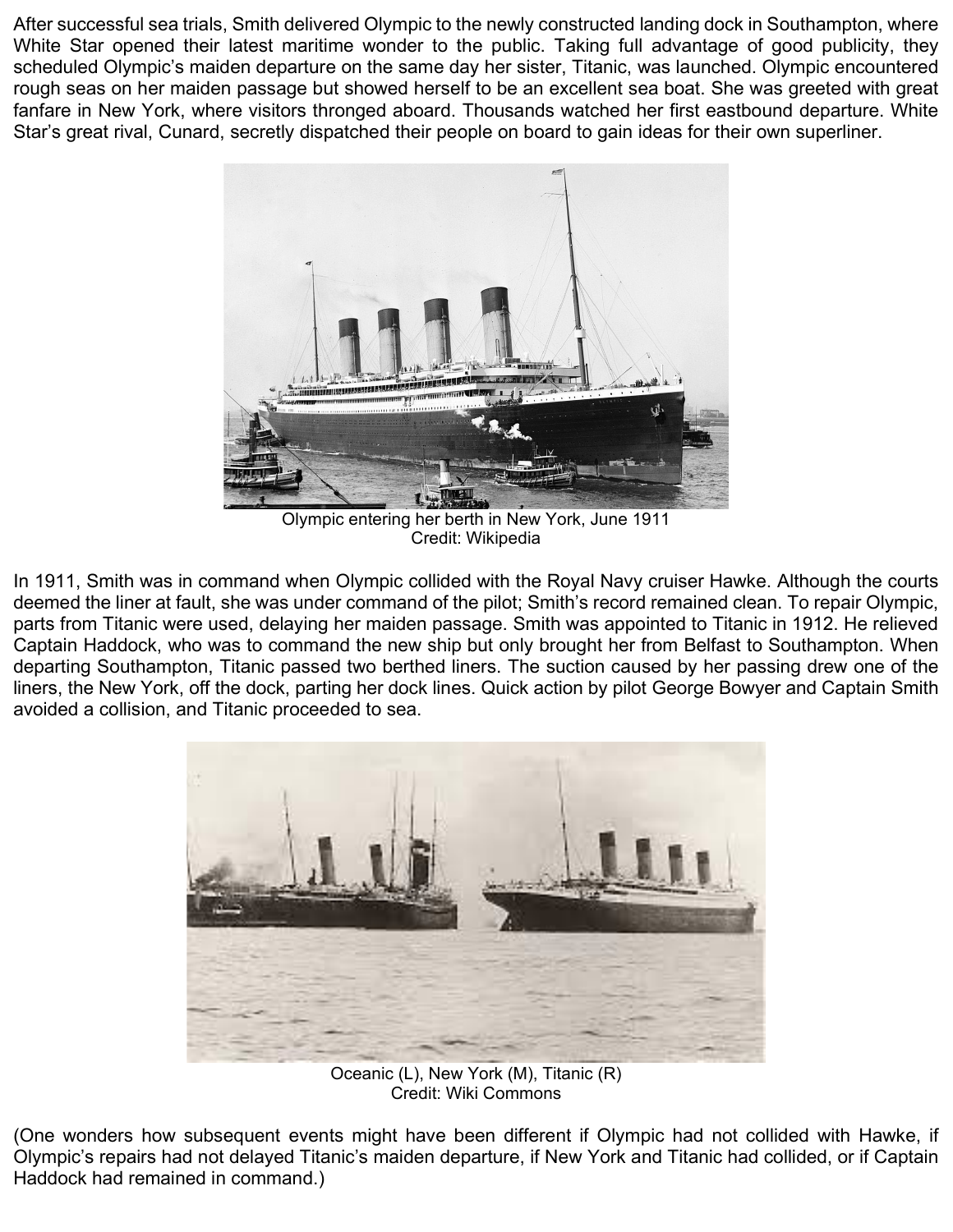After successful sea trials, Smith delivered Olympic to the newly constructed landing dock in Southampton, where White Star opened their latest maritime wonder to the public. Taking full advantage of good publicity, they scheduled Olympic's maiden departure on the same day her sister, Titanic, was launched. Olympic encountered rough seas on her maiden passage but showed herself to be an excellent sea boat. She was greeted with great fanfare in New York, where visitors thronged aboard. Thousands watched her first eastbound departure. White Star's great rival, Cunard, secretly dispatched their people on board to gain ideas for their own superliner.

Olympic entering her berth in New York, June 1911
Credit: Wikipedia

In 1911, Smith was in command when Olympic collided with the Royal Navy cruiser Hawke. Although the courts deemed the liner at fault, she was under command of the pilot; Smith's record remained clean. To repair Olympic, parts from Titanic were used, delaying her maiden passage. Smith was appointed to Titanic in 1912. He relieved Captain Haddock, who was to command the new ship but only brought her from Belfast to Southampton. When departing Southampton, Titanic passed two berthed liners. The suction caused by her passing drew one of the liners, the New York, off the dock, parting her dock lines. Quick action by pilot George Bowyer and Captain Smith avoided a collision, and Titanic proceeded to sea.

Oceanic (L), New York (M), Titanic (R)
Credit: Wiki Commons

(One wonders how subsequent events might have been different if Olympic had not collided with Hawke, if Olympic's repairs had not delayed Titanic's maiden departure, if New York and Titanic had collided, or if Captain Haddock had remained in command.)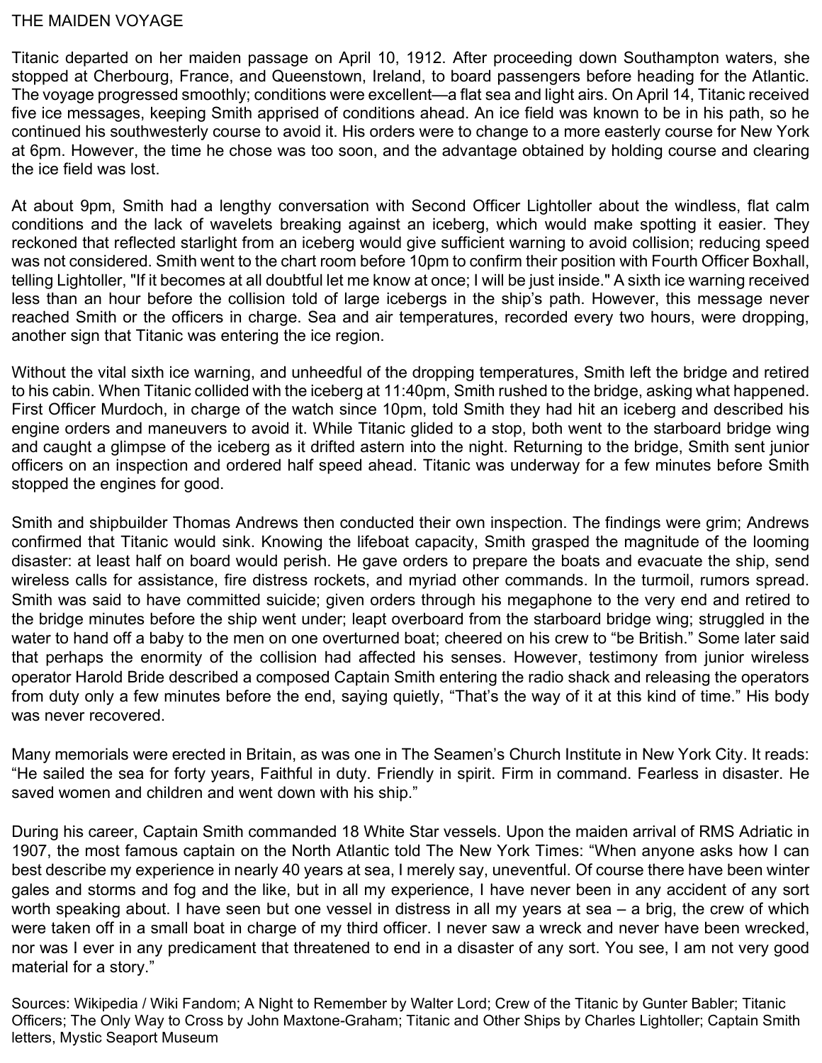## THE MAIDEN VOYAGE

Titanic departed on her maiden passage on April 10, 1912. After proceeding down Southampton waters, she stopped at Cherbourg, France, and Queenstown, Ireland, to board passengers before heading for the Atlantic. The voyage progressed smoothly; conditions were excellent—a flat sea and light airs. On April 14, Titanic received five ice messages, keeping Smith apprised of conditions ahead. An ice field was known to be in his path, so he continued his southwesterly course to avoid it. His orders were to change to a more easterly course for New York at 6pm. However, the time he chose was too soon, and the advantage obtained by holding course and clearing the ice field was lost.

At about 9pm, Smith had a lengthy conversation with Second Officer Lightoller about the windless, flat calm conditions and the lack of wavelets breaking against an iceberg, which would make spotting it easier. They reckoned that reflected starlight from an iceberg would give sufficient warning to avoid collision; reducing speed was not considered. Smith went to the chart room before 10pm to confirm their position with Fourth Officer Boxhall, telling Lightoller, "If it becomes at all doubtful let me know at once; I will be just inside." A sixth ice warning received less than an hour before the collision told of large icebergs in the ship's path. However, this message never reached Smith or the officers in charge. Sea and air temperatures, recorded every two hours, were dropping, another sign that Titanic was entering the ice region.

Without the vital sixth ice warning, and unheedful of the dropping temperatures, Smith left the bridge and retired to his cabin. When Titanic collided with the iceberg at 11:40pm, Smith rushed to the bridge, asking what happened. First Officer Murdoch, in charge of the watch since 10pm, told Smith they had hit an iceberg and described his engine orders and maneuvers to avoid it. While Titanic glided to a stop, both went to the starboard bridge wing and caught a glimpse of the iceberg as it drifted astern into the night. Returning to the bridge, Smith sent junior officers on an inspection and ordered half speed ahead. Titanic was underway for a few minutes before Smith stopped the engines for good.

Smith and shipbuilder Thomas Andrews then conducted their own inspection. The findings were grim; Andrews confirmed that Titanic would sink. Knowing the lifeboat capacity, Smith grasped the magnitude of the looming disaster: at least half on board would perish. He gave orders to prepare the boats and evacuate the ship, send wireless calls for assistance, fire distress rockets, and myriad other commands. In the turmoil, rumors spread. Smith was said to have committed suicide; given orders through his megaphone to the very end and retired to the bridge minutes before the ship went under; leapt overboard from the starboard bridge wing; struggled in the water to hand off a baby to the men on one overturned boat; cheered on his crew to "be British." Some later said that perhaps the enormity of the collision had affected his senses. However, testimony from junior wireless operator Harold Bride described a composed Captain Smith entering the radio shack and releasing the operators from duty only a few minutes before the end, saying quietly, "That's the way of it at this kind of time." His body was never recovered.

Many memorials were erected in Britain, as was one in The Seamen's Church Institute in New York City. It reads: "He sailed the sea for forty years, Faithful in duty. Friendly in spirit. Firm in command. Fearless in disaster. He saved women and children and went down with his ship."

During his career, Captain Smith commanded 18 White Star vessels. Upon the maiden arrival of RMS Adriatic in 1907, the most famous captain on the North Atlantic told The New York Times: "When anyone asks how I can best describe my experience in nearly 40 years at sea, I merely say, uneventful. Of course there have been winter gales and storms and fog and the like, but in all my experience, I have never been in any accident of any sort worth speaking about. I have seen but one vessel in distress in all my years at sea – a brig, the crew of which were taken off in a small boat in charge of my third officer. I never saw a wreck and never have been wrecked, nor was I ever in any predicament that threatened to end in a disaster of any sort. You see, I am not very good material for a story."

Sources: Wikipedia / Wiki Fandom; A Night to Remember by Walter Lord; Crew of the Titanic by Gunter Babler; Titanic Officers; The Only Way to Cross by John Maxtone-Graham; Titanic and Other Ships by Charles Lightoller; Captain Smith letters, Mystic Seaport Museum